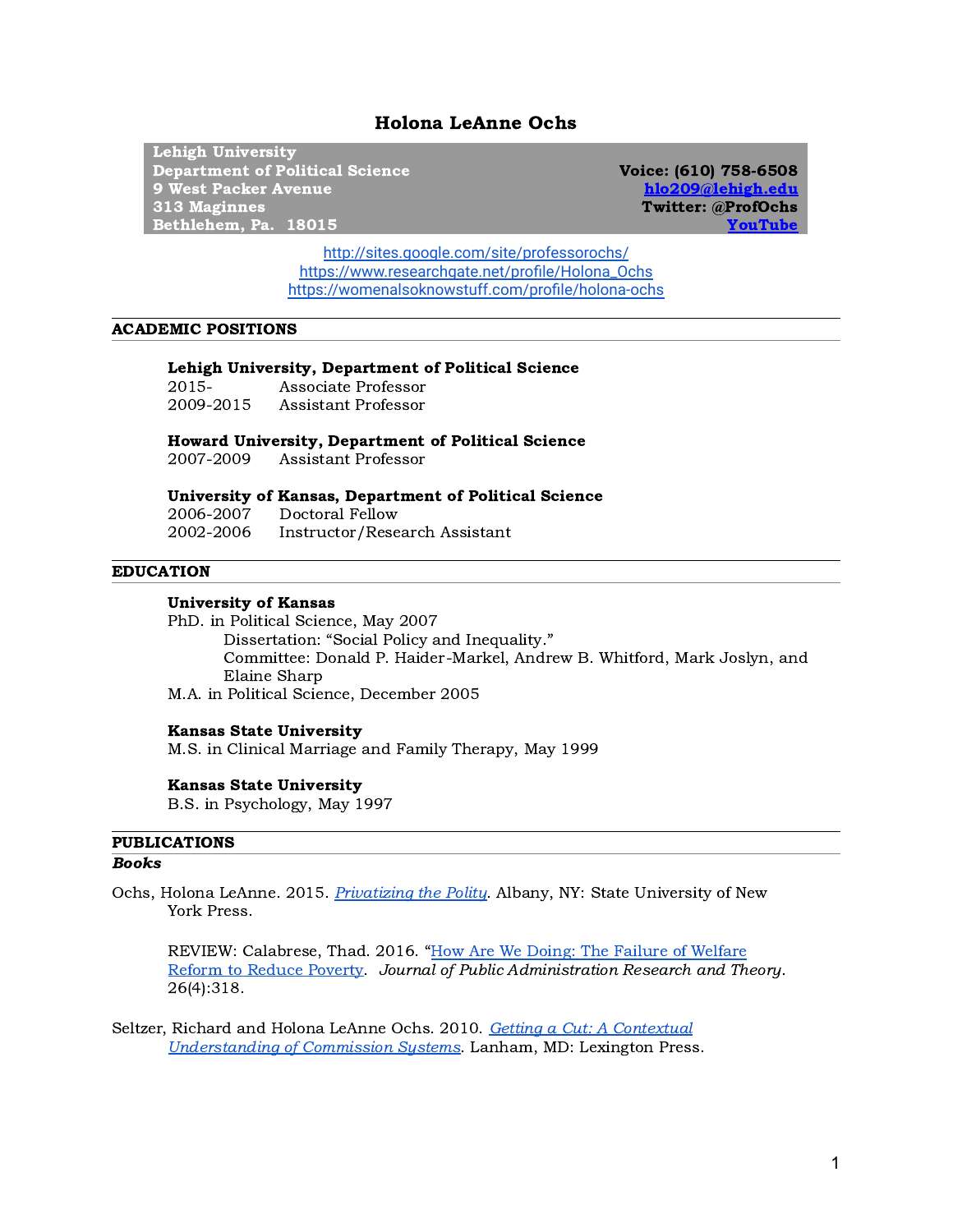# Holona LeAnne Ochs

**Lehigh University**
**Department of Political Science**
**9 West Packer Avenue**
**313 Maginnes**
**Bethlehem, Pa. 18015**

**Voice: (610) 758-6508**
**hlo209@lehigh.edu**
**Twitter: @ProfOchs**
**YouTube**

http://sites.google.com/site/professorochs/
https://www.researchgate.net/profile/Holona_Ochs
https://womenalsoknowstuff.com/profile/holona-ochs

## ACADEMIC POSITIONS

**Lehigh University, Department of Political Science**
2015- Associate Professor
2009-2015 Assistant Professor

**Howard University, Department of Political Science**
2007-2009 Assistant Professor

**University of Kansas, Department of Political Science**
2006-2007 Doctoral Fellow
2002-2006 Instructor/Research Assistant

## EDUCATION

**University of Kansas**
PhD. in Political Science, May 2007
Dissertation: "Social Policy and Inequality."
Committee: Donald P. Haider-Markel, Andrew B. Whitford, Mark Joslyn, and Elaine Sharp
M.A. in Political Science, December 2005

**Kansas State University**
M.S. in Clinical Marriage and Family Therapy, May 1999

**Kansas State University**
B.S. in Psychology, May 1997

## PUBLICATIONS

### *Books*

Ochs, Holona LeAnne. 2015. *Privatizing the Polity*. Albany, NY: State University of New York Press.

REVIEW: Calabrese, Thad. 2016. "How Are We Doing: The Failure of Welfare Reform to Reduce Poverty. *Journal of Public Administration Research and Theory*. 26(4):318.

Seltzer, Richard and Holona LeAnne Ochs. 2010. *Getting a Cut: A Contextual Understanding of Commission Systems*. Lanham, MD: Lexington Press.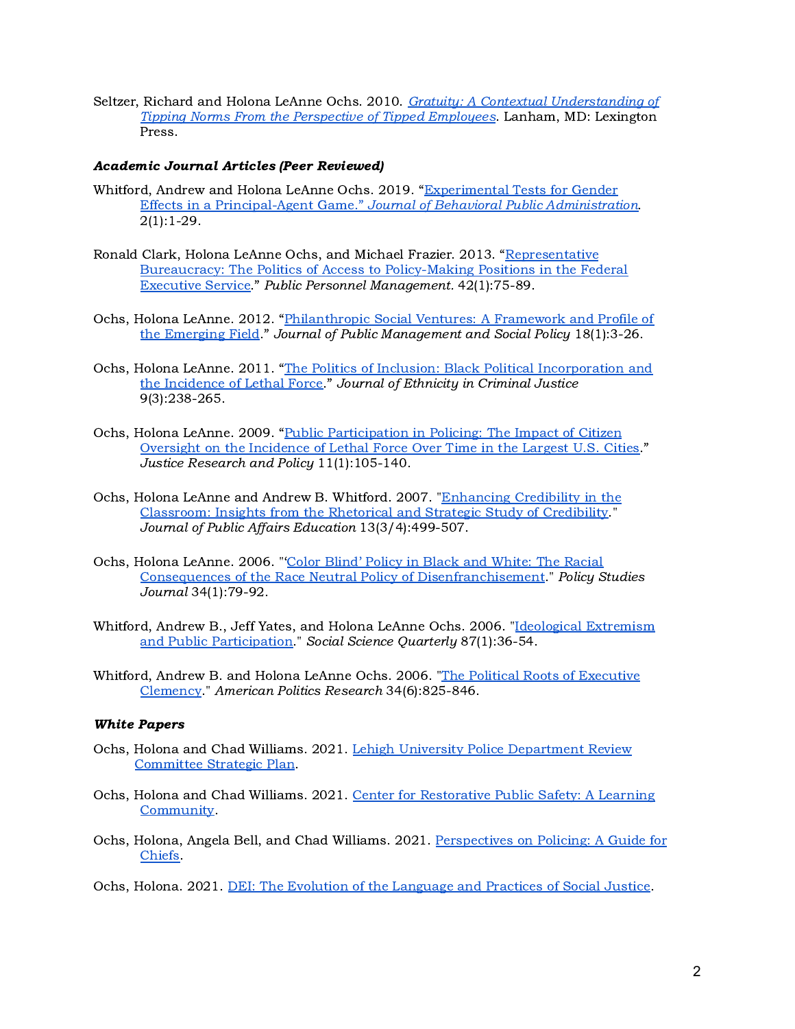Seltzer, Richard and Holona LeAnne Ochs. 2010. *Gratuity: A Contextual Understanding of Tipping Norms From the Perspective of Tipped Employees*. Lanham, MD: Lexington Press.

### *Academic Journal Articles (Peer Reviewed)*

Whitford, Andrew and Holona LeAnne Ochs. 2019. "Experimental Tests for Gender Effects in a Principal-Agent Game." *Journal of Behavioral Public Administration*. 2(1):1-29.

Ronald Clark, Holona LeAnne Ochs, and Michael Frazier. 2013. "Representative Bureaucracy: The Politics of Access to Policy-Making Positions in the Federal Executive Service." *Public Personnel Management*. 42(1):75-89.

Ochs, Holona LeAnne. 2012. "Philanthropic Social Ventures: A Framework and Profile of the Emerging Field." *Journal of Public Management and Social Policy* 18(1):3-26.

Ochs, Holona LeAnne. 2011. "The Politics of Inclusion: Black Political Incorporation and the Incidence of Lethal Force." *Journal of Ethnicity in Criminal Justice* 9(3):238-265.

Ochs, Holona LeAnne. 2009. "Public Participation in Policing: The Impact of Citizen Oversight on the Incidence of Lethal Force Over Time in the Largest U.S. Cities." *Justice Research and Policy* 11(1):105-140.

Ochs, Holona LeAnne and Andrew B. Whitford. 2007. "Enhancing Credibility in the Classroom: Insights from the Rhetorical and Strategic Study of Credibility." *Journal of Public Affairs Education* 13(3/4):499-507.

Ochs, Holona LeAnne. 2006. "'Color Blind' Policy in Black and White: The Racial Consequences of the Race Neutral Policy of Disenfranchisement." *Policy Studies Journal* 34(1):79-92.

Whitford, Andrew B., Jeff Yates, and Holona LeAnne Ochs. 2006. "Ideological Extremism and Public Participation." *Social Science Quarterly* 87(1):36-54.

Whitford, Andrew B. and Holona LeAnne Ochs. 2006. "The Political Roots of Executive Clemency." *American Politics Research* 34(6):825-846.

### *White Papers*

Ochs, Holona and Chad Williams. 2021. Lehigh University Police Department Review Committee Strategic Plan.

Ochs, Holona and Chad Williams. 2021. Center for Restorative Public Safety: A Learning Community.

Ochs, Holona, Angela Bell, and Chad Williams. 2021. Perspectives on Policing: A Guide for Chiefs.

Ochs, Holona. 2021. DEI: The Evolution of the Language and Practices of Social Justice.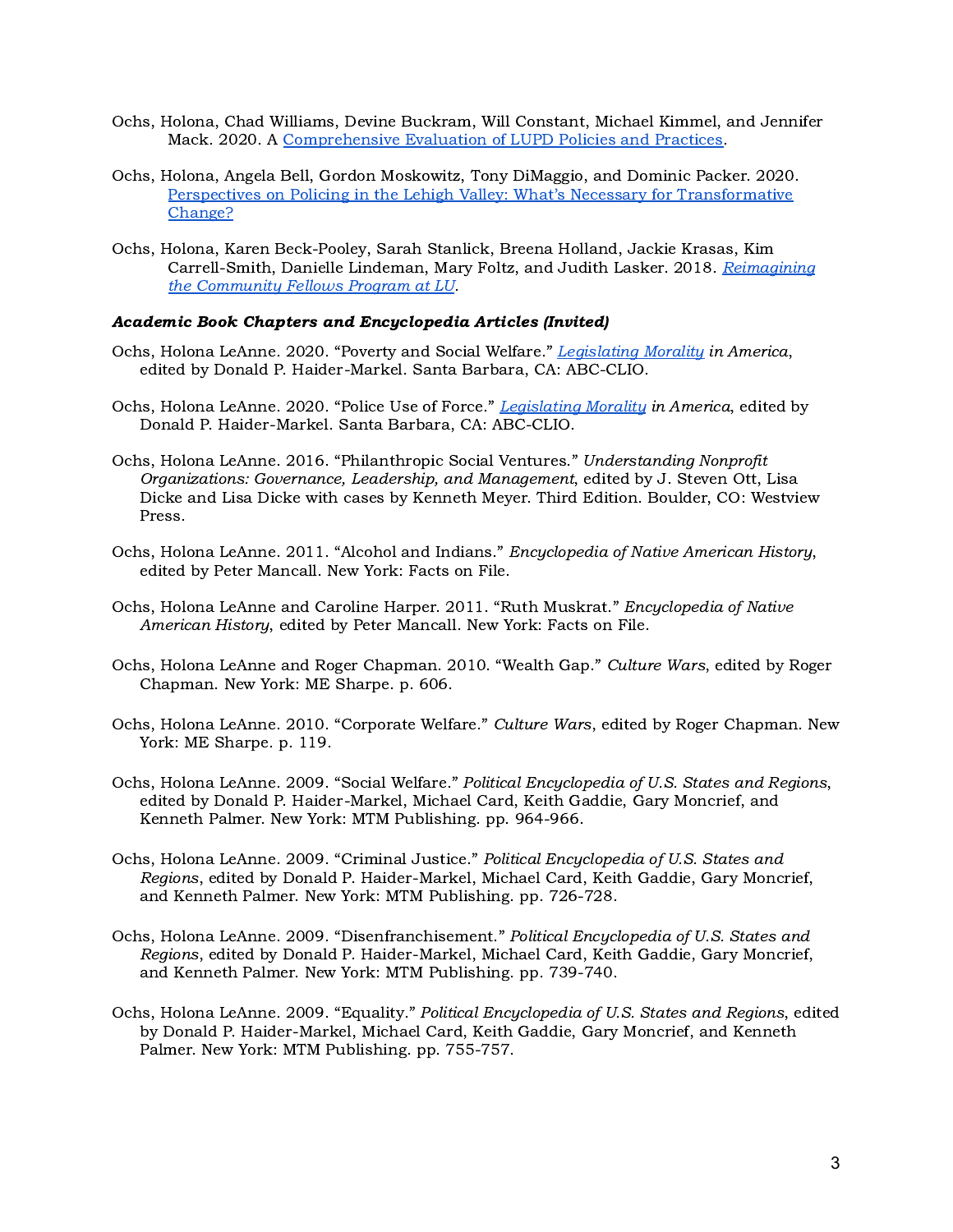Ochs, Holona, Chad Williams, Devine Buckram, Will Constant, Michael Kimmel, and Jennifer Mack. 2020. A Comprehensive Evaluation of LUPD Policies and Practices.

Ochs, Holona, Angela Bell, Gordon Moskowitz, Tony DiMaggio, and Dominic Packer. 2020. Perspectives on Policing in the Lehigh Valley: What's Necessary for Transformative Change?

Ochs, Holona, Karen Beck-Pooley, Sarah Stanlick, Breena Holland, Jackie Krasas, Kim Carrell-Smith, Danielle Lindeman, Mary Foltz, and Judith Lasker. 2018. *Reimagining the Community Fellows Program at LU*.

***Academic Book Chapters and Encyclopedia Articles (Invited)***

Ochs, Holona LeAnne. 2020. "Poverty and Social Welfare." *Legislating Morality in America*, edited by Donald P. Haider-Markel. Santa Barbara, CA: ABC-CLIO.

Ochs, Holona LeAnne. 2020. "Police Use of Force." *Legislating Morality in America*, edited by Donald P. Haider-Markel. Santa Barbara, CA: ABC-CLIO.

Ochs, Holona LeAnne. 2016. "Philanthropic Social Ventures." *Understanding Nonprofit Organizations: Governance, Leadership, and Management*, edited by J. Steven Ott, Lisa Dicke and Lisa Dicke with cases by Kenneth Meyer. Third Edition. Boulder, CO: Westview Press.

Ochs, Holona LeAnne. 2011. "Alcohol and Indians." *Encyclopedia of Native American History*, edited by Peter Mancall. New York: Facts on File.

Ochs, Holona LeAnne and Caroline Harper. 2011. "Ruth Muskrat." *Encyclopedia of Native American History*, edited by Peter Mancall. New York: Facts on File.

Ochs, Holona LeAnne and Roger Chapman. 2010. "Wealth Gap." *Culture Wars*, edited by Roger Chapman. New York: ME Sharpe. p. 606.

Ochs, Holona LeAnne. 2010. "Corporate Welfare." *Culture Wars*, edited by Roger Chapman. New York: ME Sharpe. p. 119.

Ochs, Holona LeAnne. 2009. "Social Welfare." *Political Encyclopedia of U.S. States and Regions*, edited by Donald P. Haider-Markel, Michael Card, Keith Gaddie, Gary Moncrief, and Kenneth Palmer. New York: MTM Publishing. pp. 964-966.

Ochs, Holona LeAnne. 2009. "Criminal Justice." *Political Encyclopedia of U.S. States and Regions*, edited by Donald P. Haider-Markel, Michael Card, Keith Gaddie, Gary Moncrief, and Kenneth Palmer. New York: MTM Publishing. pp. 726-728.

Ochs, Holona LeAnne. 2009. "Disenfranchisement." *Political Encyclopedia of U.S. States and Regions*, edited by Donald P. Haider-Markel, Michael Card, Keith Gaddie, Gary Moncrief, and Kenneth Palmer. New York: MTM Publishing. pp. 739-740.

Ochs, Holona LeAnne. 2009. "Equality." *Political Encyclopedia of U.S. States and Regions*, edited by Donald P. Haider-Markel, Michael Card, Keith Gaddie, Gary Moncrief, and Kenneth Palmer. New York: MTM Publishing. pp. 755-757.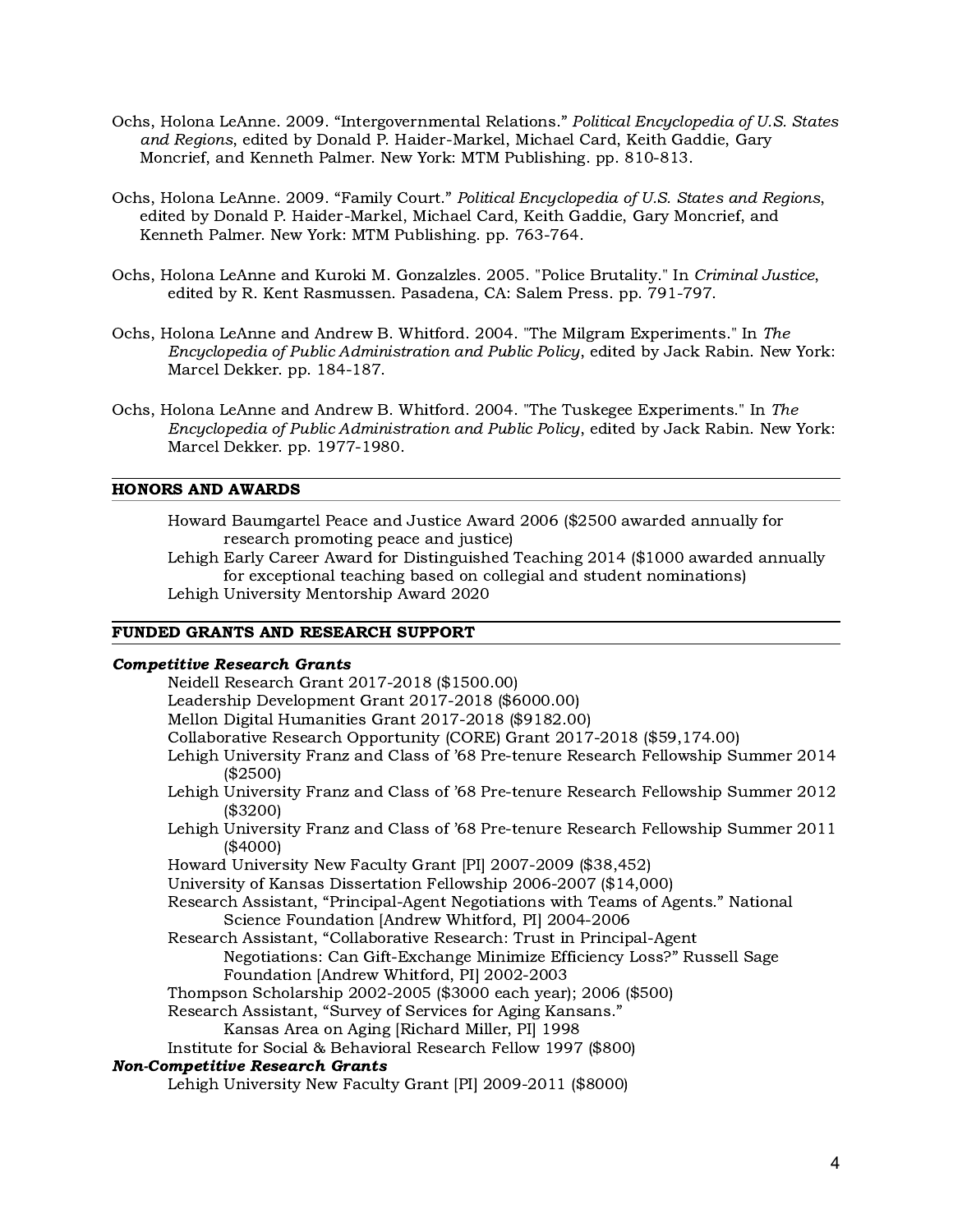Ochs, Holona LeAnne. 2009. "Intergovernmental Relations." *Political Encyclopedia of U.S. States and Regions*, edited by Donald P. Haider-Markel, Michael Card, Keith Gaddie, Gary Moncrief, and Kenneth Palmer. New York: MTM Publishing. pp. 810-813.

Ochs, Holona LeAnne. 2009. "Family Court." *Political Encyclopedia of U.S. States and Regions*, edited by Donald P. Haider-Markel, Michael Card, Keith Gaddie, Gary Moncrief, and Kenneth Palmer. New York: MTM Publishing. pp. 763-764.

Ochs, Holona LeAnne and Kuroki M. Gonzalzles. 2005. "Police Brutality." In *Criminal Justice*, edited by R. Kent Rasmussen. Pasadena, CA: Salem Press. pp. 791-797.

Ochs, Holona LeAnne and Andrew B. Whitford. 2004. "The Milgram Experiments." In *The Encyclopedia of Public Administration and Public Policy*, edited by Jack Rabin. New York: Marcel Dekker. pp. 184-187.

Ochs, Holona LeAnne and Andrew B. Whitford. 2004. "The Tuskegee Experiments." In *The Encyclopedia of Public Administration and Public Policy*, edited by Jack Rabin. New York: Marcel Dekker. pp. 1977-1980.

## HONORS AND AWARDS

Howard Baumgartel Peace and Justice Award 2006 ($2500 awarded annually for research promoting peace and justice)
Lehigh Early Career Award for Distinguished Teaching 2014 ($1000 awarded annually for exceptional teaching based on collegial and student nominations)
Lehigh University Mentorship Award 2020

## FUNDED GRANTS AND RESEARCH SUPPORT

***Competitive Research Grants***

Neidell Research Grant 2017-2018 ($1500.00)
Leadership Development Grant 2017-2018 ($6000.00)
Mellon Digital Humanities Grant 2017-2018 ($9182.00)
Collaborative Research Opportunity (CORE) Grant 2017-2018 ($59,174.00)
Lehigh University Franz and Class of '68 Pre-tenure Research Fellowship Summer 2014 ($2500)
Lehigh University Franz and Class of '68 Pre-tenure Research Fellowship Summer 2012 ($3200)
Lehigh University Franz and Class of '68 Pre-tenure Research Fellowship Summer 2011 ($4000)
Howard University New Faculty Grant [PI] 2007-2009 ($38,452)
University of Kansas Dissertation Fellowship 2006-2007 ($14,000)
Research Assistant, "Principal-Agent Negotiations with Teams of Agents." National Science Foundation [Andrew Whitford, PI] 2004-2006
Research Assistant, "Collaborative Research: Trust in Principal-Agent Negotiations: Can Gift-Exchange Minimize Efficiency Loss?" Russell Sage Foundation [Andrew Whitford, PI] 2002-2003
Thompson Scholarship 2002-2005 ($3000 each year); 2006 ($500)
Research Assistant, "Survey of Services for Aging Kansans." Kansas Area on Aging [Richard Miller, PI] 1998
Institute for Social & Behavioral Research Fellow 1997 ($800)

***Non-Competitive Research Grants***

Lehigh University New Faculty Grant [PI] 2009-2011 ($8000)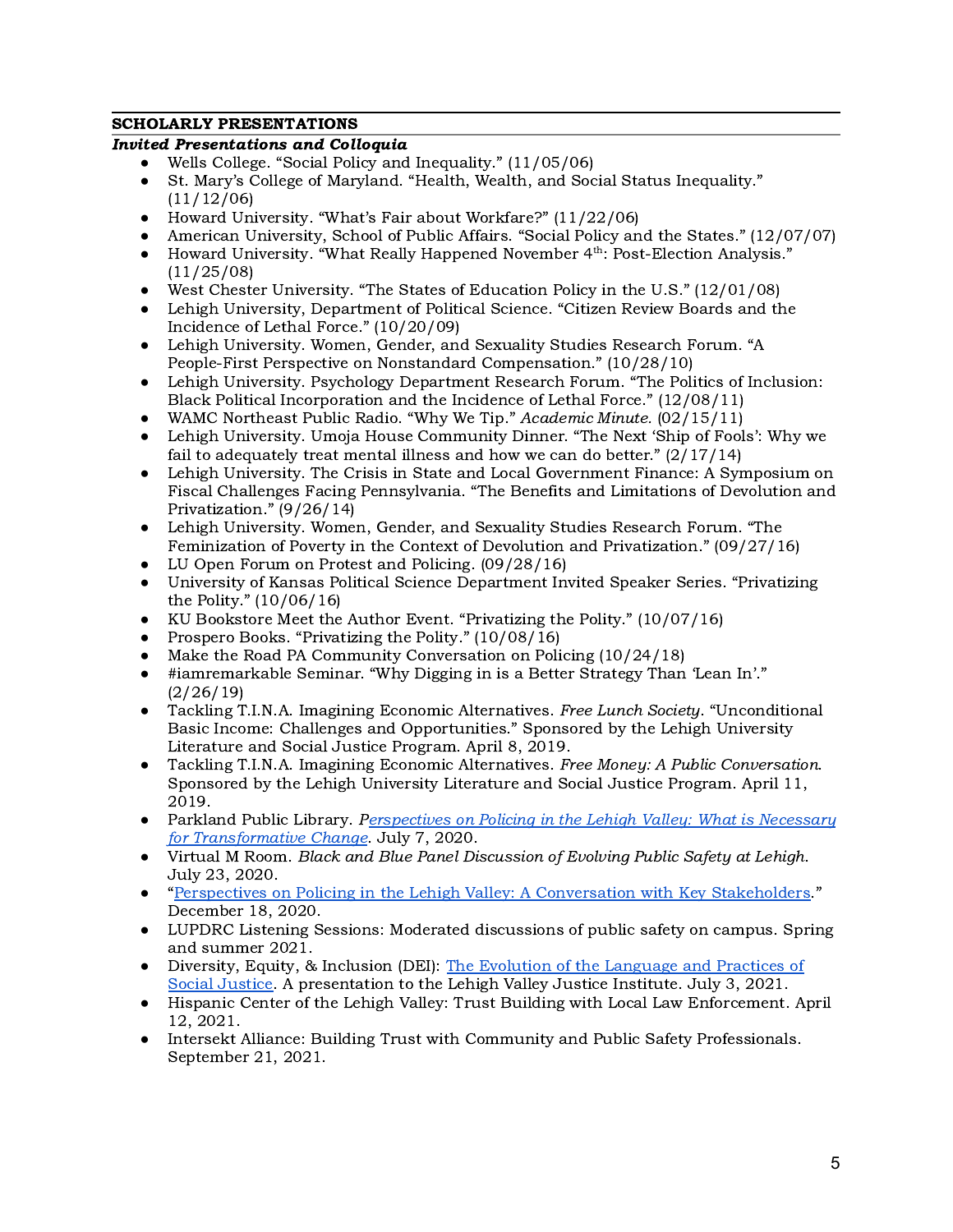## SCHOLARLY PRESENTATIONS

### *Invited Presentations and Colloquia*

- Wells College. "Social Policy and Inequality." (11/05/06)
- St. Mary's College of Maryland. "Health, Wealth, and Social Status Inequality." (11/12/06)
- Howard University. "What's Fair about Workfare?" (11/22/06)
- American University, School of Public Affairs. "Social Policy and the States." (12/07/07)
- Howard University. "What Really Happened November 4th: Post-Election Analysis." (11/25/08)
- West Chester University. "The States of Education Policy in the U.S." (12/01/08)
- Lehigh University, Department of Political Science. "Citizen Review Boards and the Incidence of Lethal Force." (10/20/09)
- Lehigh University. Women, Gender, and Sexuality Studies Research Forum. "A People-First Perspective on Nonstandard Compensation." (10/28/10)
- Lehigh University. Psychology Department Research Forum. "The Politics of Inclusion: Black Political Incorporation and the Incidence of Lethal Force." (12/08/11)
- WAMC Northeast Public Radio. "Why We Tip." *Academic Minute.* (02/15/11)
- Lehigh University. Umoja House Community Dinner. "The Next 'Ship of Fools': Why we fail to adequately treat mental illness and how we can do better." (2/17/14)
- Lehigh University. The Crisis in State and Local Government Finance: A Symposium on Fiscal Challenges Facing Pennsylvania. "The Benefits and Limitations of Devolution and Privatization." (9/26/14)
- Lehigh University. Women, Gender, and Sexuality Studies Research Forum. "The Feminization of Poverty in the Context of Devolution and Privatization." (09/27/16)
- LU Open Forum on Protest and Policing. (09/28/16)
- University of Kansas Political Science Department Invited Speaker Series. "Privatizing the Polity." (10/06/16)
- KU Bookstore Meet the Author Event. "Privatizing the Polity." (10/07/16)
- Prospero Books. "Privatizing the Polity." (10/08/16)
- Make the Road PA Community Conversation on Policing (10/24/18)
- #iamremarkable Seminar. "Why Digging in is a Better Strategy Than 'Lean In'." (2/26/19)
- Tackling T.I.N.A. Imagining Economic Alternatives. *Free Lunch Society*. "Unconditional Basic Income: Challenges and Opportunities." Sponsored by the Lehigh University Literature and Social Justice Program. April 8, 2019.
- Tackling T.I.N.A. Imagining Economic Alternatives. *Free Money: A Public Conversation*. Sponsored by the Lehigh University Literature and Social Justice Program. April 11, 2019.
- Parkland Public Library. *Perspectives on Policing in the Lehigh Valley: What is Necessary for Transformative Change*. July 7, 2020.
- Virtual M Room. *Black and Blue Panel Discussion of Evolving Public Safety at Lehigh.* July 23, 2020.
- "Perspectives on Policing in the Lehigh Valley: A Conversation with Key Stakeholders." December 18, 2020.
- LUPDRC Listening Sessions: Moderated discussions of public safety on campus. Spring and summer 2021.
- Diversity, Equity, & Inclusion (DEI): The Evolution of the Language and Practices of Social Justice. A presentation to the Lehigh Valley Justice Institute. July 3, 2021.
- Hispanic Center of the Lehigh Valley: Trust Building with Local Law Enforcement. April 12, 2021.
- Intersekt Alliance: Building Trust with Community and Public Safety Professionals. September 21, 2021.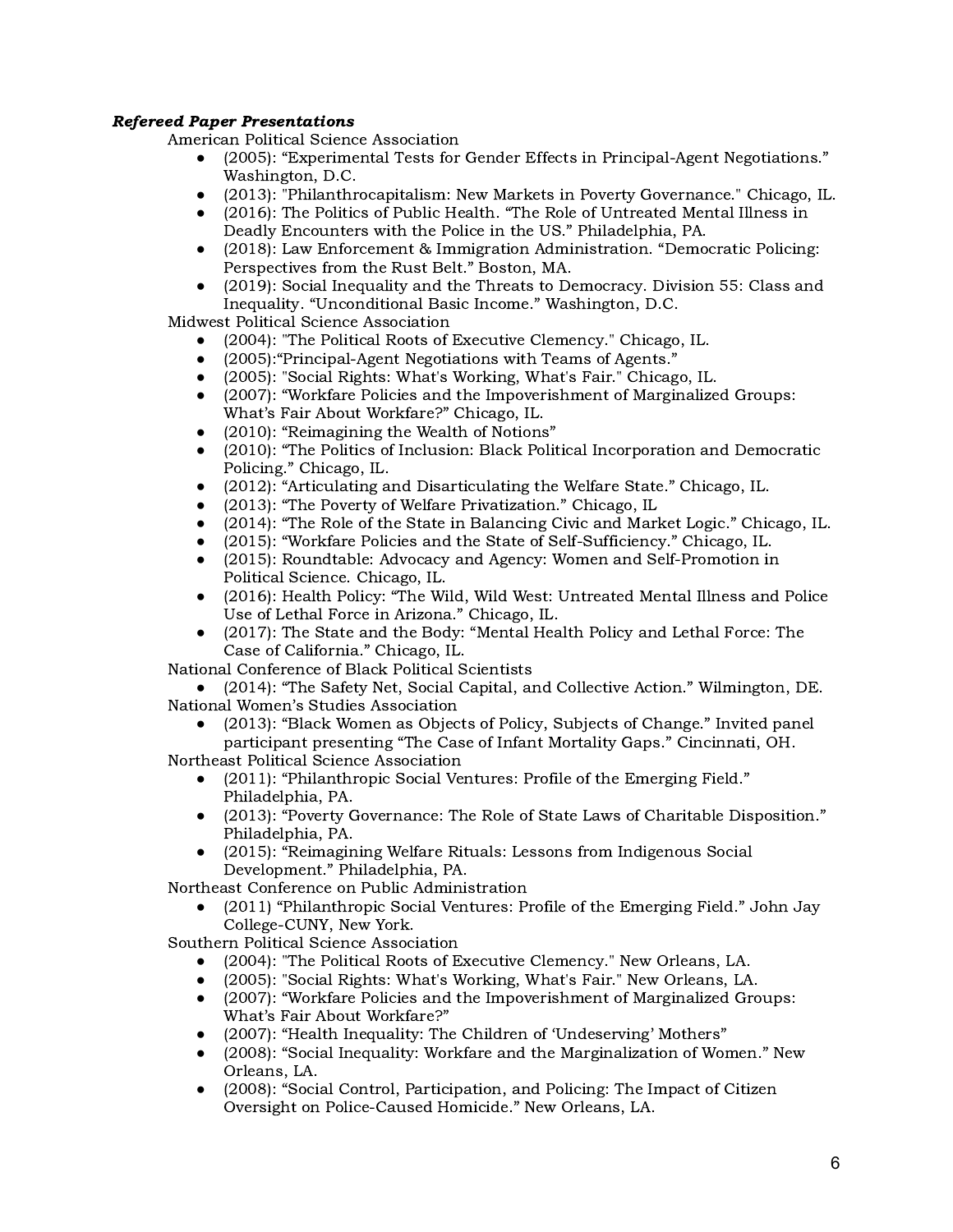***Refereed Paper Presentations***

American Political Science Association

- (2005): "Experimental Tests for Gender Effects in Principal-Agent Negotiations." Washington, D.C.
- (2013): "Philanthrocapitalism: New Markets in Poverty Governance." Chicago, IL.
- (2016): The Politics of Public Health. "The Role of Untreated Mental Illness in Deadly Encounters with the Police in the US." Philadelphia, PA.
- (2018): Law Enforcement & Immigration Administration. "Democratic Policing: Perspectives from the Rust Belt." Boston, MA.
- (2019): Social Inequality and the Threats to Democracy. Division 55: Class and Inequality. "Unconditional Basic Income." Washington, D.C.

Midwest Political Science Association

- (2004): "The Political Roots of Executive Clemency." Chicago, IL.
- (2005):"Principal-Agent Negotiations with Teams of Agents."
- (2005): "Social Rights: What's Working, What's Fair." Chicago, IL.
- (2007): "Workfare Policies and the Impoverishment of Marginalized Groups: What's Fair About Workfare?" Chicago, IL.
- (2010): "Reimagining the Wealth of Notions"
- (2010): "The Politics of Inclusion: Black Political Incorporation and Democratic Policing." Chicago, IL.
- (2012): "Articulating and Disarticulating the Welfare State." Chicago, IL.
- (2013): "The Poverty of Welfare Privatization." Chicago, IL
- (2014): "The Role of the State in Balancing Civic and Market Logic." Chicago, IL.
- (2015): "Workfare Policies and the State of Self-Sufficiency." Chicago, IL.
- (2015): Roundtable: Advocacy and Agency: Women and Self-Promotion in Political Science. Chicago, IL.
- (2016): Health Policy: "The Wild, Wild West: Untreated Mental Illness and Police Use of Lethal Force in Arizona." Chicago, IL.
- (2017): The State and the Body: "Mental Health Policy and Lethal Force: The Case of California." Chicago, IL.

National Conference of Black Political Scientists

- (2014): "The Safety Net, Social Capital, and Collective Action." Wilmington, DE.

National Women's Studies Association

- (2013): "Black Women as Objects of Policy, Subjects of Change." Invited panel participant presenting "The Case of Infant Mortality Gaps." Cincinnati, OH.

Northeast Political Science Association

- (2011): "Philanthropic Social Ventures: Profile of the Emerging Field." Philadelphia, PA.
- (2013): "Poverty Governance: The Role of State Laws of Charitable Disposition." Philadelphia, PA.
- (2015): "Reimagining Welfare Rituals: Lessons from Indigenous Social Development." Philadelphia, PA.

Northeast Conference on Public Administration

- (2011) "Philanthropic Social Ventures: Profile of the Emerging Field." John Jay College-CUNY, New York.

Southern Political Science Association

- (2004): "The Political Roots of Executive Clemency." New Orleans, LA.
- (2005): "Social Rights: What's Working, What's Fair." New Orleans, LA.
- (2007): "Workfare Policies and the Impoverishment of Marginalized Groups: What's Fair About Workfare?"
- (2007): "Health Inequality: The Children of 'Undeserving' Mothers"
- (2008): "Social Inequality: Workfare and the Marginalization of Women." New Orleans, LA.
- (2008): "Social Control, Participation, and Policing: The Impact of Citizen Oversight on Police-Caused Homicide." New Orleans, LA.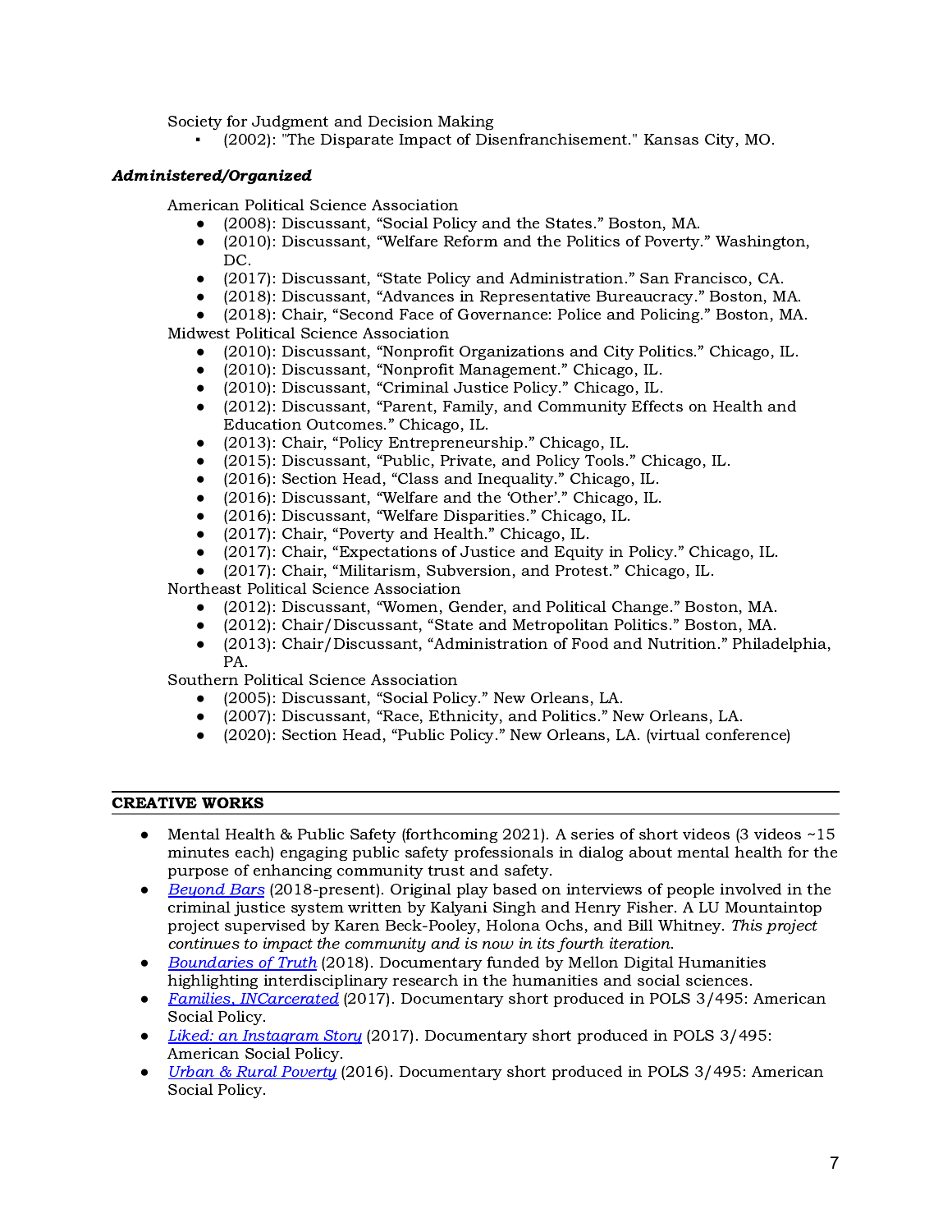Society for Judgment and Decision Making

- (2002): "The Disparate Impact of Disenfranchisement." Kansas City, MO.

***Administered/Organized***

American Political Science Association

- (2008): Discussant, "Social Policy and the States." Boston, MA.
- (2010): Discussant, "Welfare Reform and the Politics of Poverty." Washington, DC.
- (2017): Discussant, "State Policy and Administration." San Francisco, CA.
- (2018): Discussant, "Advances in Representative Bureaucracy." Boston, MA.
- (2018): Chair, "Second Face of Governance: Police and Policing." Boston, MA.

Midwest Political Science Association

- (2010): Discussant, "Nonprofit Organizations and City Politics." Chicago, IL.
- (2010): Discussant, "Nonprofit Management." Chicago, IL.
- (2010): Discussant, "Criminal Justice Policy." Chicago, IL.
- (2012): Discussant, "Parent, Family, and Community Effects on Health and Education Outcomes." Chicago, IL.
- (2013): Chair, "Policy Entrepreneurship." Chicago, IL.
- (2015): Discussant, "Public, Private, and Policy Tools." Chicago, IL.
- (2016): Section Head, "Class and Inequality." Chicago, IL.
- (2016): Discussant, "Welfare and the 'Other'." Chicago, IL.
- (2016): Discussant, "Welfare Disparities." Chicago, IL.
- (2017): Chair, "Poverty and Health." Chicago, IL.
- (2017): Chair, "Expectations of Justice and Equity in Policy." Chicago, IL.
- (2017): Chair, "Militarism, Subversion, and Protest." Chicago, IL.

Northeast Political Science Association

- (2012): Discussant, "Women, Gender, and Political Change." Boston, MA.
- (2012): Chair/Discussant, "State and Metropolitan Politics." Boston, MA.
- (2013): Chair/Discussant, "Administration of Food and Nutrition." Philadelphia, PA.

Southern Political Science Association

- (2005): Discussant, "Social Policy." New Orleans, LA.
- (2007): Discussant, "Race, Ethnicity, and Politics." New Orleans, LA.
- (2020): Section Head, "Public Policy." New Orleans, LA. (virtual conference)

## CREATIVE WORKS

- Mental Health & Public Safety (forthcoming 2021). A series of short videos (3 videos ~15 minutes each) engaging public safety professionals in dialog about mental health for the purpose of enhancing community trust and safety.
- *Beyond Bars* (2018-present). Original play based on interviews of people involved in the criminal justice system written by Kalyani Singh and Henry Fisher. A LU Mountaintop project supervised by Karen Beck-Pooley, Holona Ochs, and Bill Whitney. *This project continues to impact the community and is now in its fourth iteration.*
- *Boundaries of Truth* (2018). Documentary funded by Mellon Digital Humanities highlighting interdisciplinary research in the humanities and social sciences.
- *Families, INCarcerated* (2017). Documentary short produced in POLS 3/495: American Social Policy.
- *Liked: an Instagram Story* (2017). Documentary short produced in POLS 3/495: American Social Policy.
- *Urban & Rural Poverty* (2016). Documentary short produced in POLS 3/495: American Social Policy.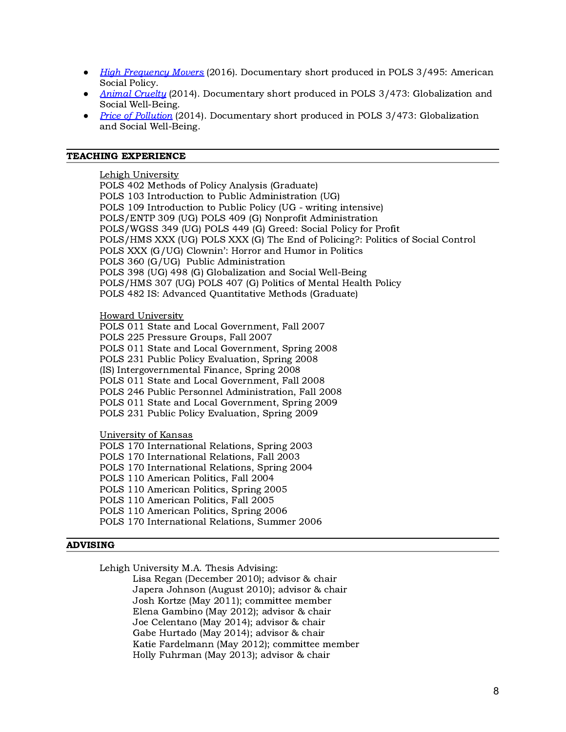- *High Frequency Movers* (2016). Documentary short produced in POLS 3/495: American Social Policy.
- *Animal Cruelty* (2014). Documentary short produced in POLS 3/473: Globalization and Social Well-Being.
- *Price of Pollution* (2014). Documentary short produced in POLS 3/473: Globalization and Social Well-Being.

## TEACHING EXPERIENCE

Lehigh University
POLS 402 Methods of Policy Analysis (Graduate)
POLS 103 Introduction to Public Administration (UG)
POLS 109 Introduction to Public Policy (UG - writing intensive)
POLS/ENTP 309 (UG) POLS 409 (G) Nonprofit Administration
POLS/WGSS 349 (UG) POLS 449 (G) Greed: Social Policy for Profit
POLS/HMS XXX (UG) POLS XXX (G) The End of Policing?: Politics of Social Control
POLS XXX (G/UG) Clownin': Horror and Humor in Politics
POLS 360 (G/UG) Public Administration
POLS 398 (UG) 498 (G) Globalization and Social Well-Being
POLS/HMS 307 (UG) POLS 407 (G) Politics of Mental Health Policy
POLS 482 IS: Advanced Quantitative Methods (Graduate)

Howard University
POLS 011 State and Local Government, Fall 2007
POLS 225 Pressure Groups, Fall 2007
POLS 011 State and Local Government, Spring 2008
POLS 231 Public Policy Evaluation, Spring 2008
(IS) Intergovernmental Finance, Spring 2008
POLS 011 State and Local Government, Fall 2008
POLS 246 Public Personnel Administration, Fall 2008
POLS 011 State and Local Government, Spring 2009
POLS 231 Public Policy Evaluation, Spring 2009

University of Kansas
POLS 170 International Relations, Spring 2003
POLS 170 International Relations, Fall 2003
POLS 170 International Relations, Spring 2004
POLS 110 American Politics, Fall 2004
POLS 110 American Politics, Spring 2005
POLS 110 American Politics, Fall 2005
POLS 110 American Politics, Spring 2006
POLS 170 International Relations, Summer 2006

## ADVISING

Lehigh University M.A. Thesis Advising:
- Lisa Regan (December 2010); advisor & chair
- Japera Johnson (August 2010); advisor & chair
- Josh Kortze (May 2011); committee member
- Elena Gambino (May 2012); advisor & chair
- Joe Celentano (May 2014); advisor & chair
- Gabe Hurtado (May 2014); advisor & chair
- Katie Fardelmann (May 2012); committee member
- Holly Fuhrman (May 2013); advisor & chair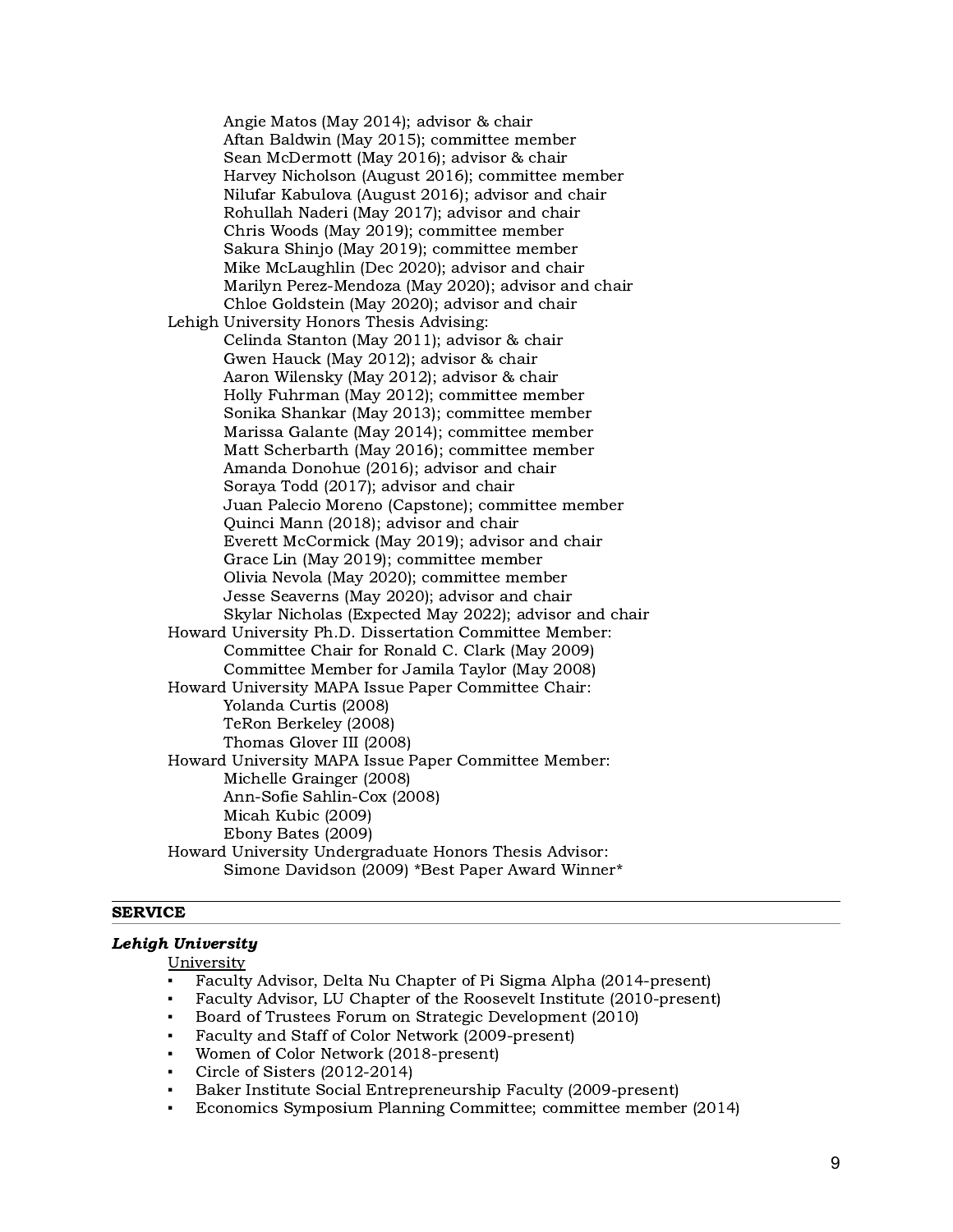Angie Matos (May 2014); advisor & chair
Aftan Baldwin (May 2015); committee member
Sean McDermott (May 2016); advisor & chair
Harvey Nicholson (August 2016); committee member
Nilufar Kabulova (August 2016); advisor and chair
Rohullah Naderi (May 2017); advisor and chair
Chris Woods (May 2019); committee member
Sakura Shinjo (May 2019); committee member
Mike McLaughlin (Dec 2020); advisor and chair
Marilyn Perez-Mendoza (May 2020); advisor and chair
Chloe Goldstein (May 2020); advisor and chair

Lehigh University Honors Thesis Advising:
Celinda Stanton (May 2011); advisor & chair
Gwen Hauck (May 2012); advisor & chair
Aaron Wilensky (May 2012); advisor & chair
Holly Fuhrman (May 2012); committee member
Sonika Shankar (May 2013); committee member
Marissa Galante (May 2014); committee member
Matt Scherbarth (May 2016); committee member
Amanda Donohue (2016); advisor and chair
Soraya Todd (2017); advisor and chair
Juan Palecio Moreno (Capstone); committee member
Quinci Mann (2018); advisor and chair
Everett McCormick (May 2019); advisor and chair
Grace Lin (May 2019); committee member
Olivia Nevola (May 2020); committee member
Jesse Seaverns (May 2020); advisor and chair
Skylar Nicholas (Expected May 2022); advisor and chair

Howard University Ph.D. Dissertation Committee Member:
Committee Chair for Ronald C. Clark (May 2009)
Committee Member for Jamila Taylor (May 2008)

Howard University MAPA Issue Paper Committee Chair:
Yolanda Curtis (2008)
TeRon Berkeley (2008)
Thomas Glover III (2008)

Howard University MAPA Issue Paper Committee Member:
Michelle Grainger (2008)
Ann-Sofie Sahlin-Cox (2008)
Micah Kubic (2009)
Ebony Bates (2009)

Howard University Undergraduate Honors Thesis Advisor:
Simone Davidson (2009) *Best Paper Award Winner*

## SERVICE

### *Lehigh University*

University

- Faculty Advisor, Delta Nu Chapter of Pi Sigma Alpha (2014-present)
- Faculty Advisor, LU Chapter of the Roosevelt Institute (2010-present)
- Board of Trustees Forum on Strategic Development (2010)
- Faculty and Staff of Color Network (2009-present)
- Women of Color Network (2018-present)
- Circle of Sisters (2012-2014)
- Baker Institute Social Entrepreneurship Faculty (2009-present)
- Economics Symposium Planning Committee; committee member (2014)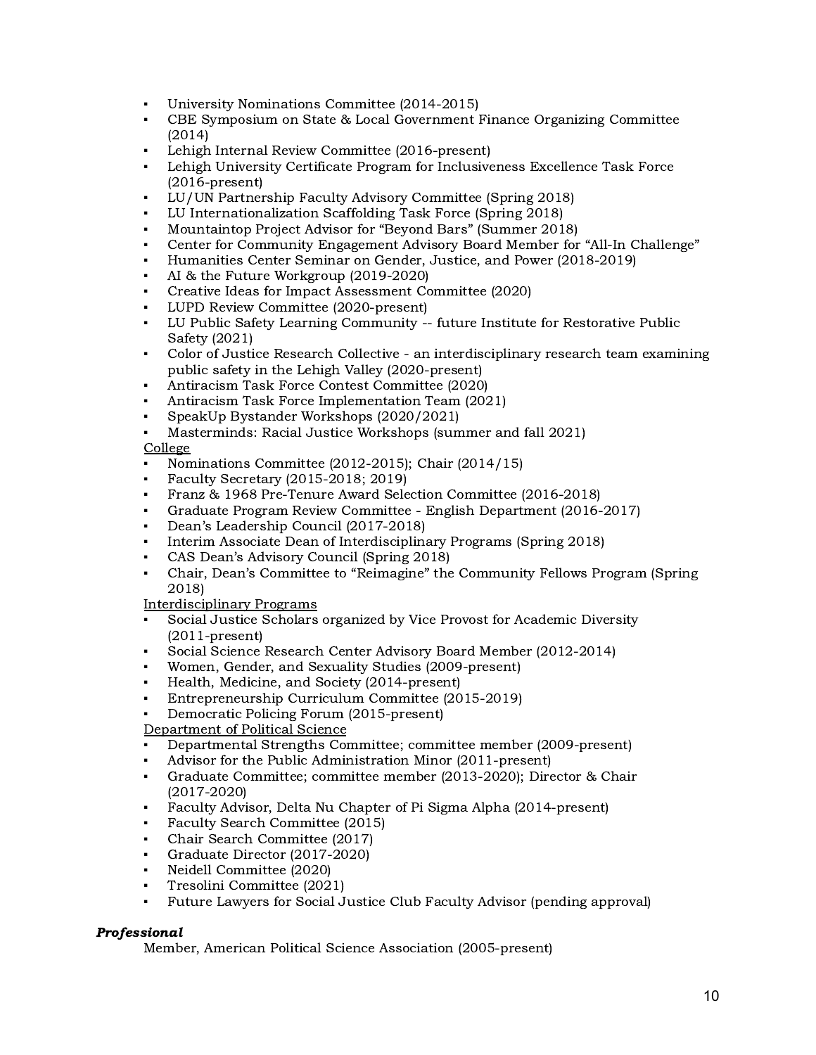- University Nominations Committee (2014-2015)
- CBE Symposium on State & Local Government Finance Organizing Committee (2014)
- Lehigh Internal Review Committee (2016-present)
- Lehigh University Certificate Program for Inclusiveness Excellence Task Force (2016-present)
- LU/UN Partnership Faculty Advisory Committee (Spring 2018)
- LU Internationalization Scaffolding Task Force (Spring 2018)
- Mountaintop Project Advisor for "Beyond Bars" (Summer 2018)
- Center for Community Engagement Advisory Board Member for "All-In Challenge"
- Humanities Center Seminar on Gender, Justice, and Power (2018-2019)
- AI & the Future Workgroup (2019-2020)
- Creative Ideas for Impact Assessment Committee (2020)
- LUPD Review Committee (2020-present)
- LU Public Safety Learning Community -- future Institute for Restorative Public Safety (2021)
- Color of Justice Research Collective - an interdisciplinary research team examining public safety in the Lehigh Valley (2020-present)
- Antiracism Task Force Contest Committee (2020)
- Antiracism Task Force Implementation Team (2021)
- SpeakUp Bystander Workshops (2020/2021)
- Masterminds: Racial Justice Workshops (summer and fall 2021)

<u>College</u>

- Nominations Committee (2012-2015); Chair (2014/15)
- Faculty Secretary (2015-2018; 2019)
- Franz & 1968 Pre-Tenure Award Selection Committee (2016-2018)
- Graduate Program Review Committee - English Department (2016-2017)
- Dean's Leadership Council (2017-2018)
- Interim Associate Dean of Interdisciplinary Programs (Spring 2018)
- CAS Dean's Advisory Council (Spring 2018)
- Chair, Dean's Committee to "Reimagine" the Community Fellows Program (Spring 2018)

<u>Interdisciplinary Programs</u>

- Social Justice Scholars organized by Vice Provost for Academic Diversity (2011-present)
- Social Science Research Center Advisory Board Member (2012-2014)
- Women, Gender, and Sexuality Studies (2009-present)
- Health, Medicine, and Society (2014-present)
- Entrepreneurship Curriculum Committee (2015-2019)
- Democratic Policing Forum (2015-present)

<u>Department of Political Science</u>

- Departmental Strengths Committee; committee member (2009-present)
- Advisor for the Public Administration Minor (2011-present)
- Graduate Committee; committee member (2013-2020); Director & Chair (2017-2020)
- Faculty Advisor, Delta Nu Chapter of Pi Sigma Alpha (2014-present)
- Faculty Search Committee (2015)
- Chair Search Committee (2017)
- Graduate Director (2017-2020)
- Neidell Committee (2020)
- Tresolini Committee (2021)
- Future Lawyers for Social Justice Club Faculty Advisor (pending approval)

***Professional***

Member, American Political Science Association (2005-present)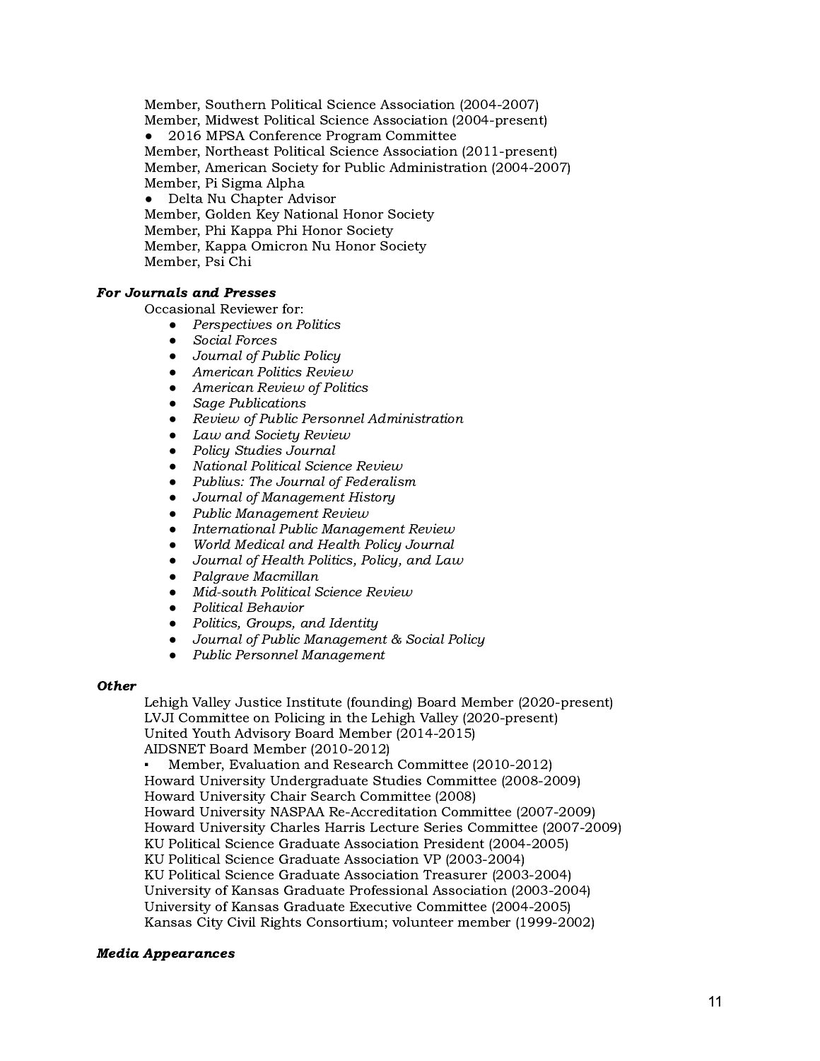Member, Southern Political Science Association (2004-2007)
Member, Midwest Political Science Association (2004-present)
- 2016 MPSA Conference Program Committee

Member, Northeast Political Science Association (2011-present)
Member, American Society for Public Administration (2004-2007)
Member, Pi Sigma Alpha
- Delta Nu Chapter Advisor

Member, Golden Key National Honor Society
Member, Phi Kappa Phi Honor Society
Member, Kappa Omicron Nu Honor Society
Member, Psi Chi

***For Journals and Presses***

Occasional Reviewer for:

- *Perspectives on Politics*
- *Social Forces*
- *Journal of Public Policy*
- *American Politics Review*
- *American Review of Politics*
- *Sage Publications*
- *Review of Public Personnel Administration*
- *Law and Society Review*
- *Policy Studies Journal*
- *National Political Science Review*
- *Publius: The Journal of Federalism*
- *Journal of Management History*
- *Public Management Review*
- *International Public Management Review*
- *World Medical and Health Policy Journal*
- *Journal of Health Politics, Policy, and Law*
- *Palgrave Macmillan*
- *Mid-south Political Science Review*
- *Political Behavior*
- *Politics, Groups, and Identity*
- *Journal of Public Management & Social Policy*
- *Public Personnel Management*

***Other***

Lehigh Valley Justice Institute (founding) Board Member (2020-present)
LVJI Committee on Policing in the Lehigh Valley (2020-present)
United Youth Advisory Board Member (2014-2015)
AIDSNET Board Member (2010-2012)
- Member, Evaluation and Research Committee (2010-2012)

Howard University Undergraduate Studies Committee (2008-2009)
Howard University Chair Search Committee (2008)
Howard University NASPAA Re-Accreditation Committee (2007-2009)
Howard University Charles Harris Lecture Series Committee (2007-2009)
KU Political Science Graduate Association President (2004-2005)
KU Political Science Graduate Association VP (2003-2004)
KU Political Science Graduate Association Treasurer (2003-2004)
University of Kansas Graduate Professional Association (2003-2004)
University of Kansas Graduate Executive Committee (2004-2005)
Kansas City Civil Rights Consortium; volunteer member (1999-2002)

***Media Appearances***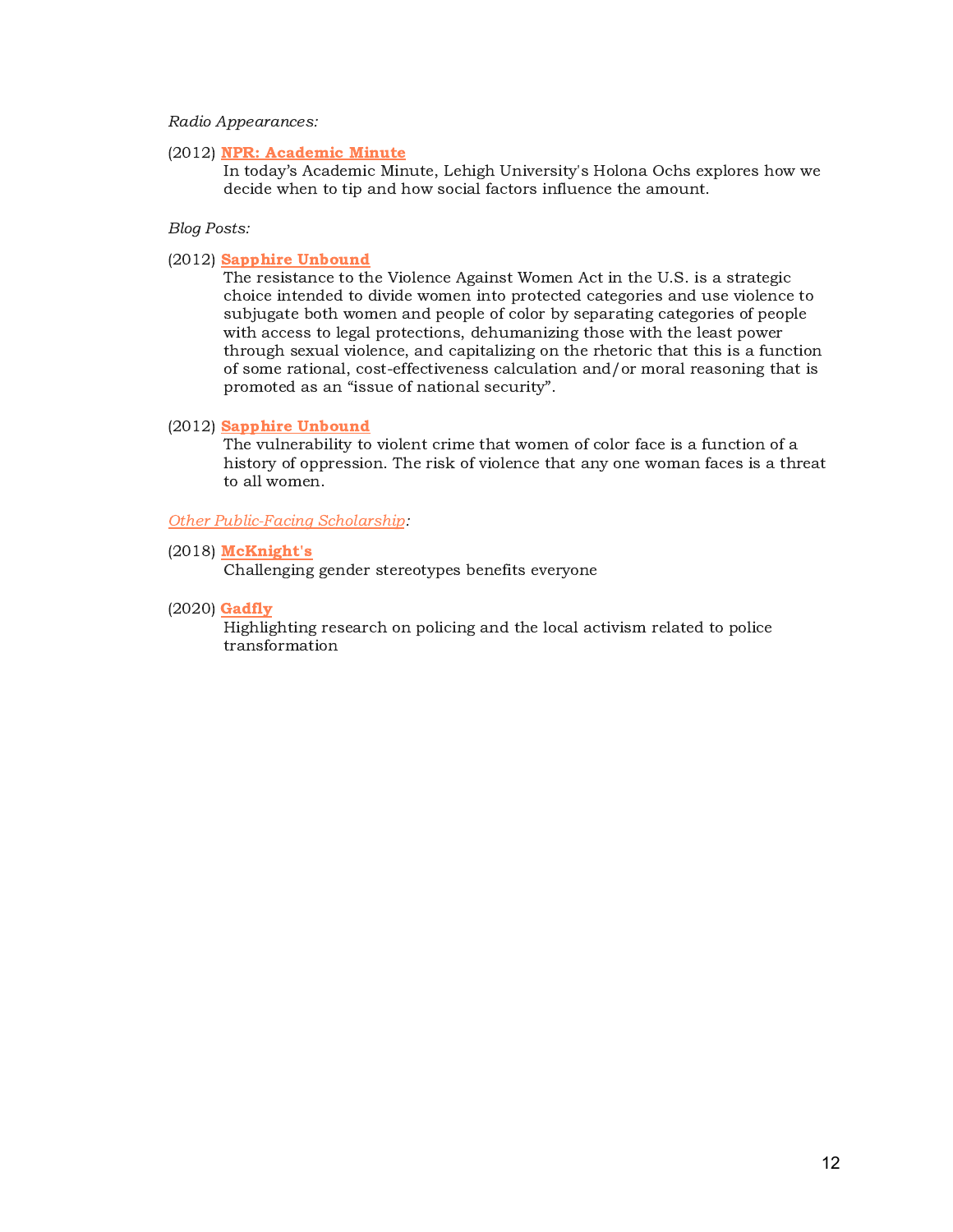*Radio Appearances:*

(2012) **NPR: Academic Minute**
In today's Academic Minute, Lehigh University's Holona Ochs explores how we decide when to tip and how social factors influence the amount.

*Blog Posts:*

(2012) **Sapphire Unbound**
The resistance to the Violence Against Women Act in the U.S. is a strategic choice intended to divide women into protected categories and use violence to subjugate both women and people of color by separating categories of people with access to legal protections, dehumanizing those with the least power through sexual violence, and capitalizing on the rhetoric that this is a function of some rational, cost-effectiveness calculation and/or moral reasoning that is promoted as an "issue of national security".

(2012) **Sapphire Unbound**
The vulnerability to violent crime that women of color face is a function of a history of oppression. The risk of violence that any one woman faces is a threat to all women.

*Other Public-Facing Scholarship:*

(2018) **McKnight's**
Challenging gender stereotypes benefits everyone

(2020) **Gadfly**
Highlighting research on policing and the local activism related to police transformation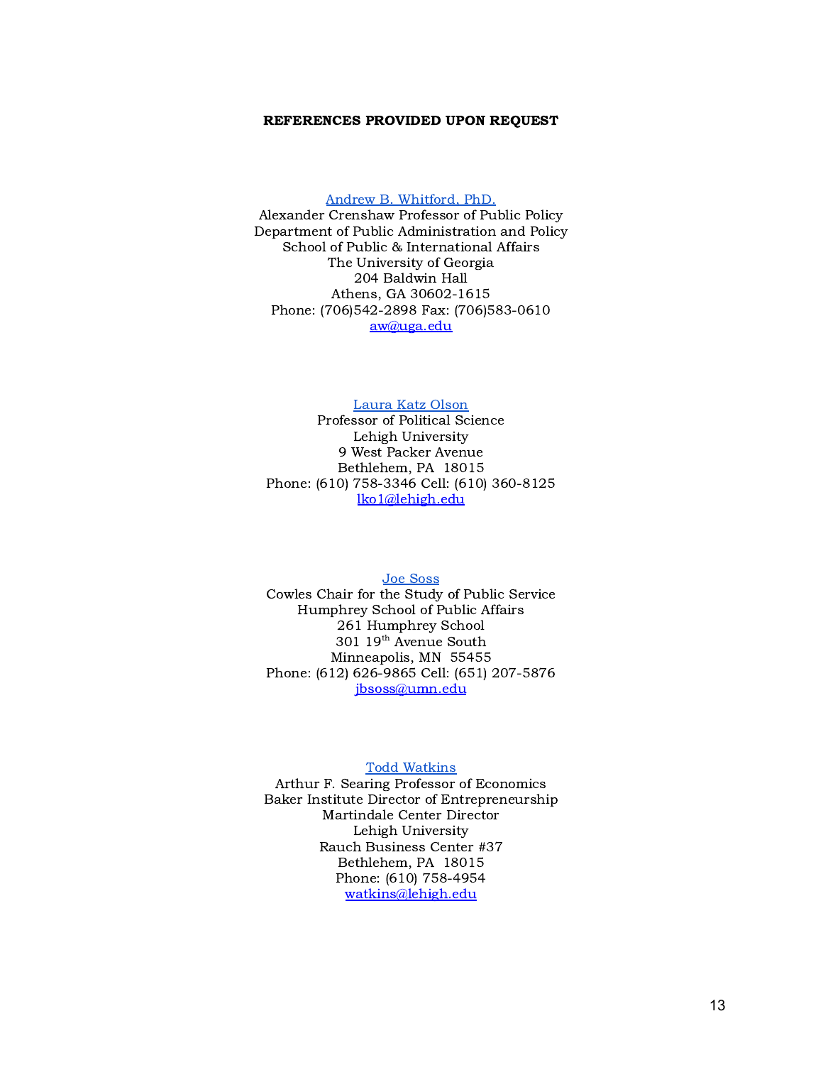**REFERENCES PROVIDED UPON REQUEST**

Andrew B. Whitford, PhD.
Alexander Crenshaw Professor of Public Policy
Department of Public Administration and Policy
School of Public & International Affairs
The University of Georgia
204 Baldwin Hall
Athens, GA 30602-1615
Phone: (706)542-2898 Fax: (706)583-0610
aw@uga.edu

Laura Katz Olson
Professor of Political Science
Lehigh University
9 West Packer Avenue
Bethlehem, PA 18015
Phone: (610) 758-3346 Cell: (610) 360-8125
lko1@lehigh.edu

Joe Soss
Cowles Chair for the Study of Public Service
Humphrey School of Public Affairs
261 Humphrey School
301 19th Avenue South
Minneapolis, MN 55455
Phone: (612) 626-9865 Cell: (651) 207-5876
jbsoss@umn.edu

Todd Watkins
Arthur F. Searing Professor of Economics
Baker Institute Director of Entrepreneurship
Martindale Center Director
Lehigh University
Rauch Business Center #37
Bethlehem, PA 18015
Phone: (610) 758-4954
watkins@lehigh.edu